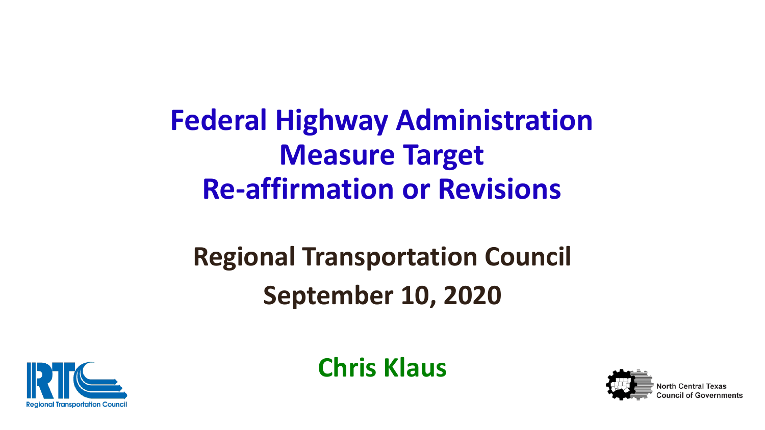# Federal Highway Administration Measure Target Re-affirmation or Revisions

## Regional Transportation Council

## September 10, 2020

**Chris Klaus**

Regional Transportation Council

North Central Texas Council of Governments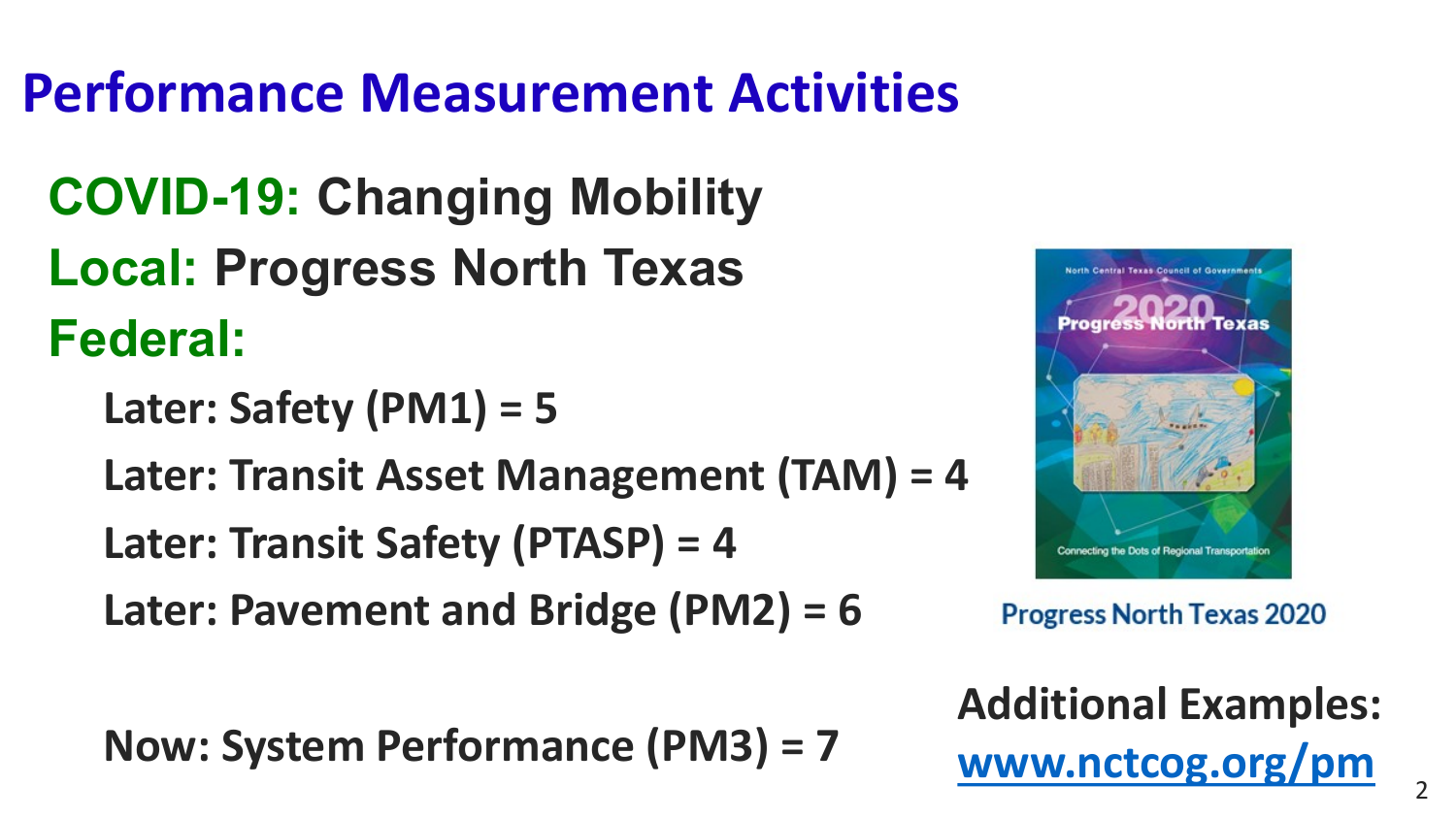# Performance Measurement Activities

**COVID-19:** **Changing Mobility**

**Local:** **Progress North Texas**

**Federal:**

- **Later: Safety (PM1) = 5**
- **Later: Transit Asset Management (TAM) = 4**
- **Later: Transit Safety (PTASP) = 4**
- **Later: Pavement and Bridge (PM2) = 6**

- **Now: System Performance (PM3) = 7**

Progress North Texas 2020

**Additional Examples:** **www.nctcog.org/pm**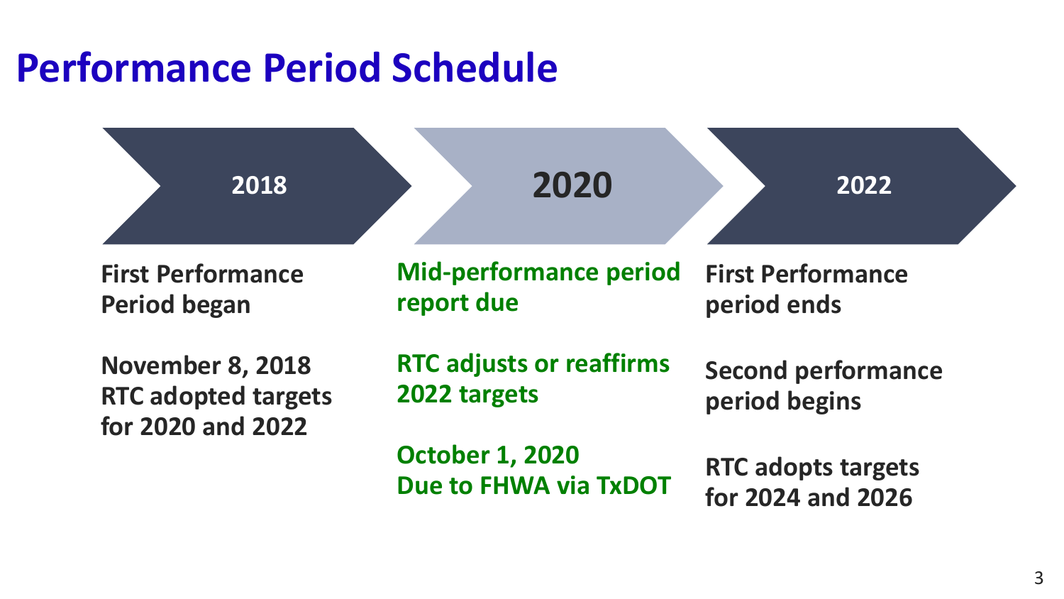# Performance Period Schedule

## 2018

**First Performance Period began**

**November 8, 2018 RTC adopted targets for 2020 and 2022**

## 2020

**Mid-performance period report due**

**RTC adjusts or reaffirms 2022 targets**

**October 1, 2020 Due to FHWA via TxDOT**

## 2022

**First Performance period ends**

**Second performance period begins**

**RTC adopts targets for 2024 and 2026**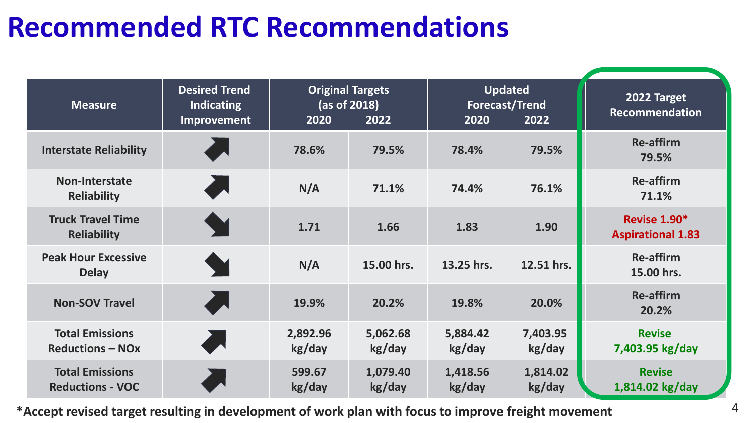# Recommended RTC Recommendations

| Measure | Desired Trend Indicating Improvement | Original Targets (as of 2018) | | Updated Forecast/Trend | | 2022 Target Recommendation |
|---|---|---|---|---|---|---|
| | | 2020 | 2022 | 2020 | 2022 | |
| Interstate Reliability | ↗ | 78.6% | 79.5% | 78.4% | 79.5% | Re-affirm 79.5% |
| Non-Interstate Reliability | ↗ | N/A | 71.1% | 74.4% | 76.1% | Re-affirm 71.1% |
| Truck Travel Time Reliability | ↘ | 1.71 | 1.66 | 1.83 | 1.90 | Revise 1.90* Aspirational 1.83 |
| Peak Hour Excessive Delay | ↘ | N/A | 15.00 hrs. | 13.25 hrs. | 12.51 hrs. | Re-affirm 15.00 hrs. |
| Non-SOV Travel | ↗ | 19.9% | 20.2% | 19.8% | 20.0% | Re-affirm 20.2% |
| Total Emissions Reductions – NOx | ↗ | 2,892.96 kg/day | 5,062.68 kg/day | 5,884.42 kg/day | 7,403.95 kg/day | Revise 7,403.95 kg/day |
| Total Emissions Reductions - VOC | ↗ | 599.67 kg/day | 1,079.40 kg/day | 1,418.56 kg/day | 1,814.02 kg/day | Revise 1,814.02 kg/day |

**\*Accept revised target resulting in development of work plan with focus to improve freight movement**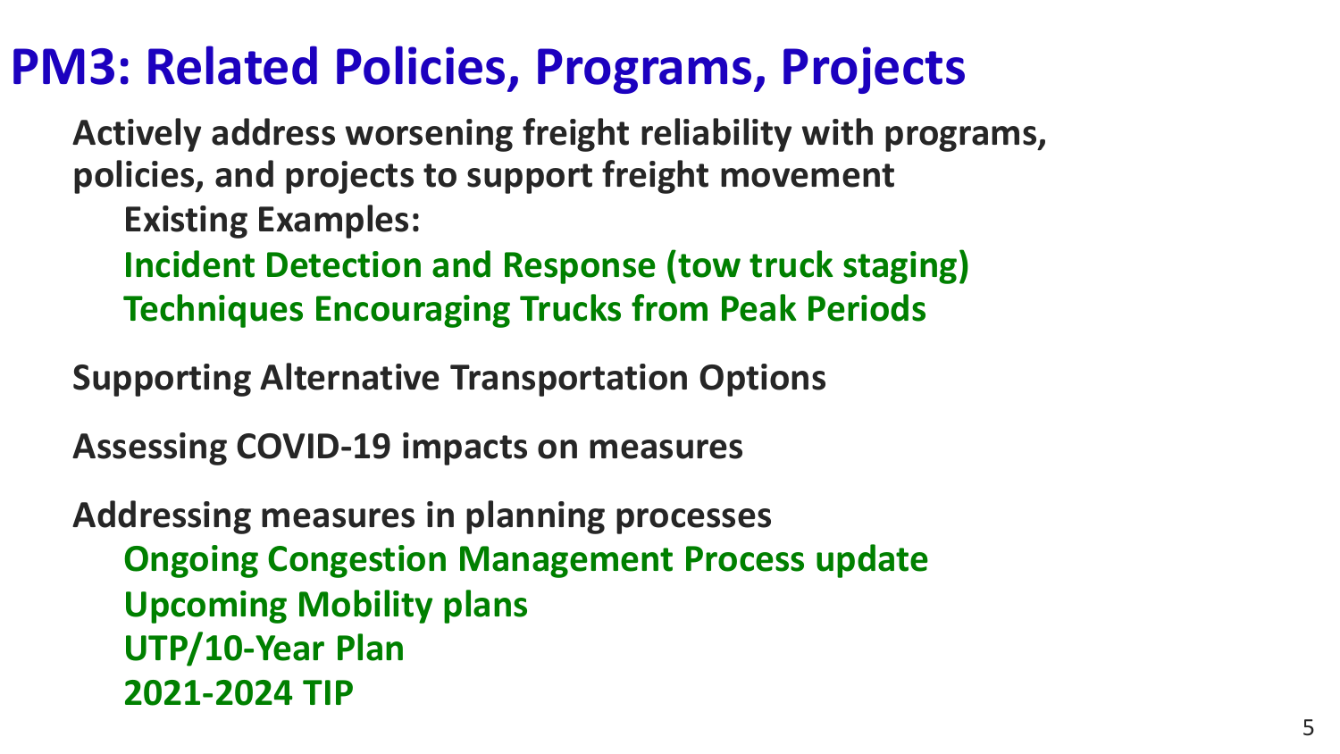# PM3: Related Policies, Programs, Projects

**Actively address worsening freight reliability with programs, policies, and projects to support freight movement**

- **Existing Examples:**
  - **Incident Detection and Response (tow truck staging)**
  - **Techniques Encouraging Trucks from Peak Periods**

**Supporting Alternative Transportation Options**

**Assessing COVID-19 impacts on measures**

**Addressing measures in planning processes**

- **Ongoing Congestion Management Process update**
- **Upcoming Mobility plans**
- **UTP/10-Year Plan**
- **2021-2024 TIP**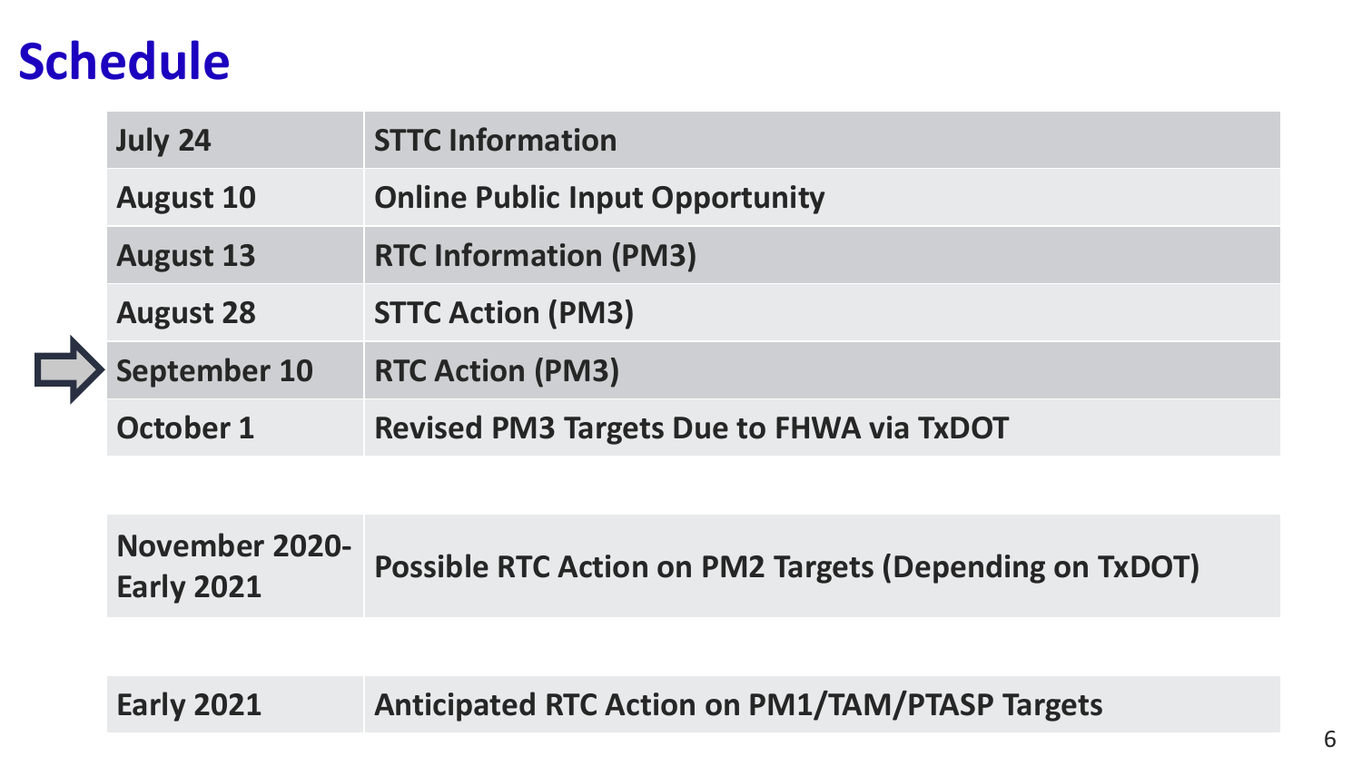# Schedule

| | |
|---|---|
| July 24 | STTC Information |
| August 10 | Online Public Input Opportunity |
| August 13 | RTC Information (PM3) |
| August 28 | STTC Action (PM3) |
| September 10 | RTC Action (PM3) |
| October 1 | Revised PM3 Targets Due to FHWA via TxDOT |

| | |
|---|---|
| November 2020-Early 2021 | Possible RTC Action on PM2 Targets (Depending on TxDOT) |

| | |
|---|---|
| Early 2021 | Anticipated RTC Action on PM1/TAM/PTASP Targets |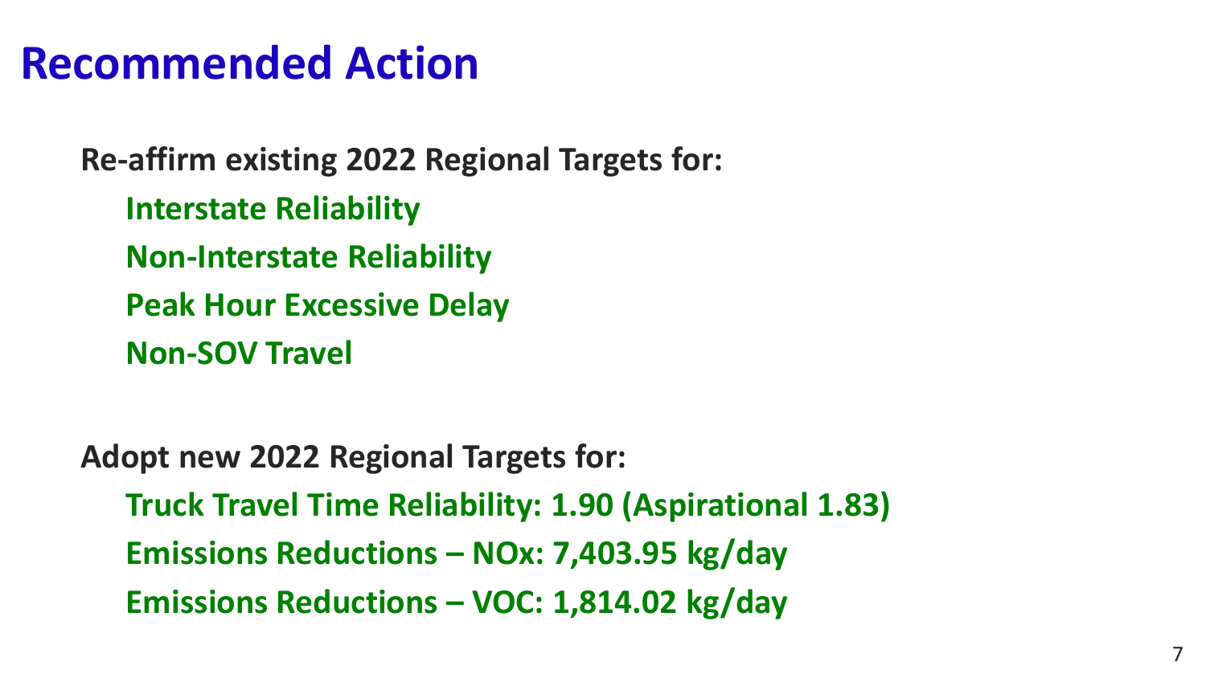# Recommended Action

**Re-affirm existing 2022 Regional Targets for:**

- **Interstate Reliability**
- **Non-Interstate Reliability**
- **Peak Hour Excessive Delay**
- **Non-SOV Travel**

**Adopt new 2022 Regional Targets for:**

- **Truck Travel Time Reliability: 1.90 (Aspirational 1.83)**
- **Emissions Reductions – NOx: 7,403.95 kg/day**
- **Emissions Reductions – VOC: 1,814.02 kg/day**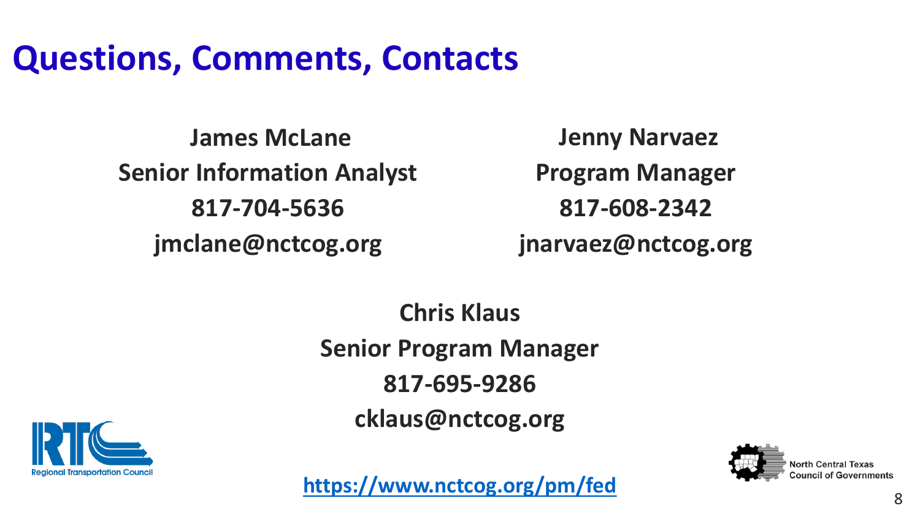# Questions, Comments, Contacts

**James McLane**
**Senior Information Analyst**
**817-704-5636**
**jmclane@nctcog.org**

**Jenny Narvaez**
**Program Manager**
**817-608-2342**
**jnarvaez@nctcog.org**

**Chris Klaus**
**Senior Program Manager**
**817-695-9286**
**cklaus@nctcog.org**

Regional Transportation Council

North Central Texas Council of Governments

[https://www.nctcog.org/pm/fed](https://www.nctcog.org/pm/fed)